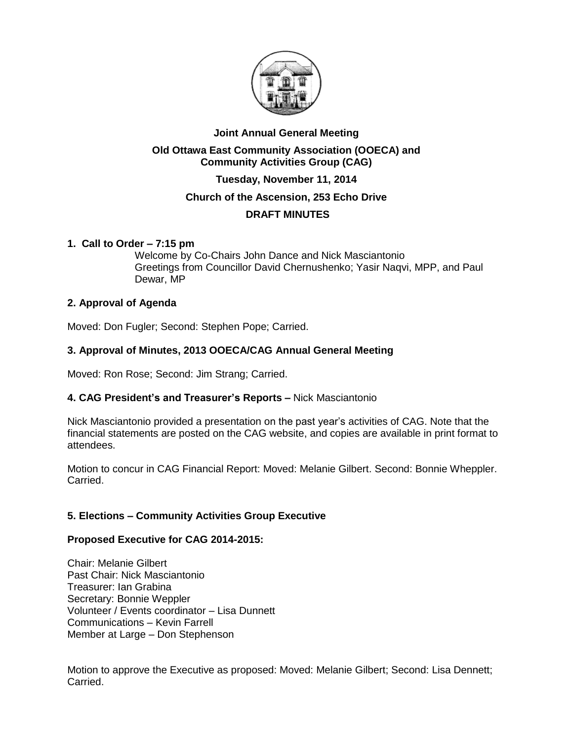**Joint Annual General Meeting**

**Old Ottawa East Community Association (OOECA) and Community Activities Group (CAG)**

**Tuesday, November 11, 2014**

**Church of the Ascension, 253 Echo Drive**

**DRAFT MINUTES**

### 1. Call to Order – 7:15 pm

Welcome by Co-Chairs John Dance and Nick Masciantonio
Greetings from Councillor David Chernushenko; Yasir Naqvi, MPP, and Paul Dewar, MP

### 2. Approval of Agenda

Moved: Don Fugler; Second: Stephen Pope; Carried.

### 3. Approval of Minutes, 2013 OOECA/CAG Annual General Meeting

Moved: Ron Rose; Second: Jim Strang; Carried.

### 4. CAG President's and Treasurer's Reports – Nick Masciantonio

Nick Masciantonio provided a presentation on the past year's activities of CAG. Note that the financial statements are posted on the CAG website, and copies are available in print format to attendees.

Motion to concur in CAG Financial Report: Moved: Melanie Gilbert. Second: Bonnie Wheppler. Carried.

### 5. Elections – Community Activities Group Executive

**Proposed Executive for CAG 2014-2015:**

Chair: Melanie Gilbert
Past Chair: Nick Masciantonio
Treasurer: Ian Grabina
Secretary: Bonnie Weppler
Volunteer / Events coordinator – Lisa Dunnett
Communications – Kevin Farrell
Member at Large – Don Stephenson

Motion to approve the Executive as proposed: Moved: Melanie Gilbert; Second: Lisa Dennett; Carried.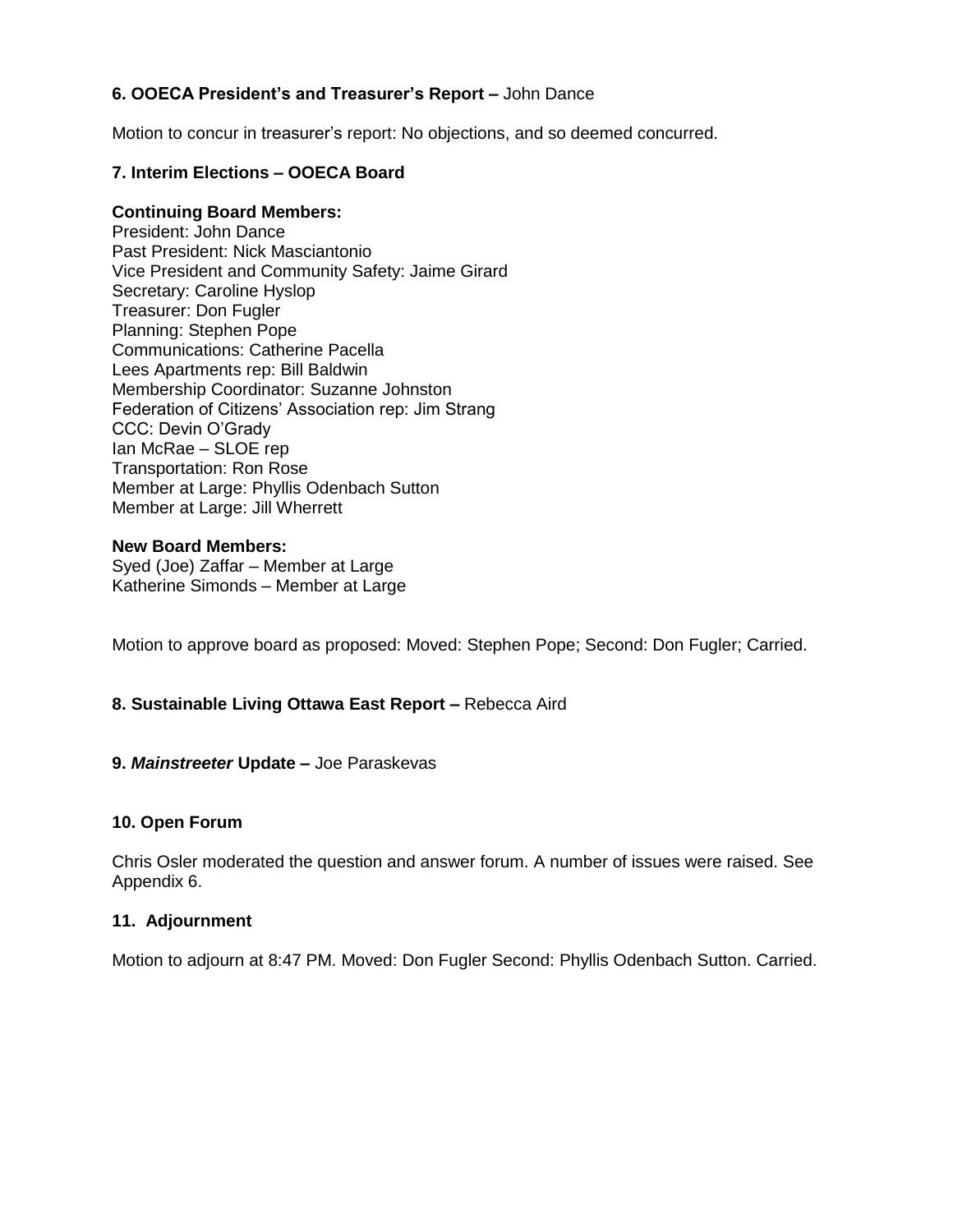**6. OOECA President's and Treasurer's Report –** John Dance

Motion to concur in treasurer's report: No objections, and so deemed concurred.

**7. Interim Elections – OOECA Board**

**Continuing Board Members:**
President: John Dance
Past President: Nick Masciantonio
Vice President and Community Safety: Jaime Girard
Secretary: Caroline Hyslop
Treasurer: Don Fugler
Planning: Stephen Pope
Communications: Catherine Pacella
Lees Apartments rep: Bill Baldwin
Membership Coordinator: Suzanne Johnston
Federation of Citizens' Association rep: Jim Strang
CCC: Devin O'Grady
Ian McRae – SLOE rep
Transportation: Ron Rose
Member at Large: Phyllis Odenbach Sutton
Member at Large: Jill Wherrett

**New Board Members:**
Syed (Joe) Zaffar – Member at Large
Katherine Simonds – Member at Large

Motion to approve board as proposed: Moved: Stephen Pope; Second: Don Fugler; Carried.

**8. Sustainable Living Ottawa East Report –** Rebecca Aird

**9. *Mainstreeter* Update –** Joe Paraskevas

**10. Open Forum**

Chris Osler moderated the question and answer forum. A number of issues were raised. See Appendix 6.

**11. Adjournment**

Motion to adjourn at 8:47 PM. Moved: Don Fugler Second: Phyllis Odenbach Sutton. Carried.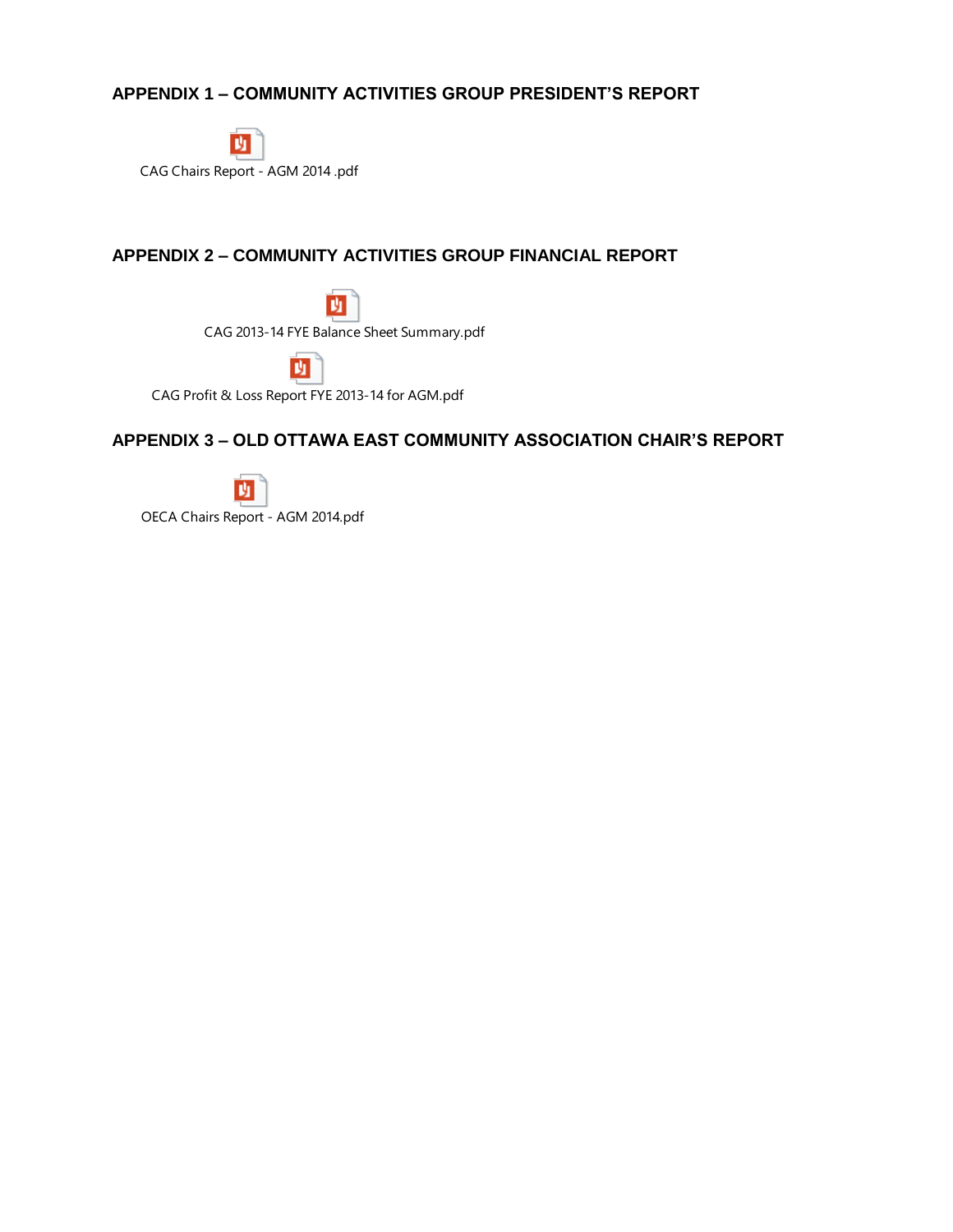## APPENDIX 1 – COMMUNITY ACTIVITIES GROUP PRESIDENT'S REPORT

CAG Chairs Report - AGM 2014 .pdf

## APPENDIX 2 – COMMUNITY ACTIVITIES GROUP FINANCIAL REPORT

CAG 2013-14 FYE Balance Sheet Summary.pdf

CAG Profit & Loss Report FYE 2013-14 for AGM.pdf

## APPENDIX 3 – OLD OTTAWA EAST COMMUNITY ASSOCIATION CHAIR'S REPORT

OECA Chairs Report - AGM 2014.pdf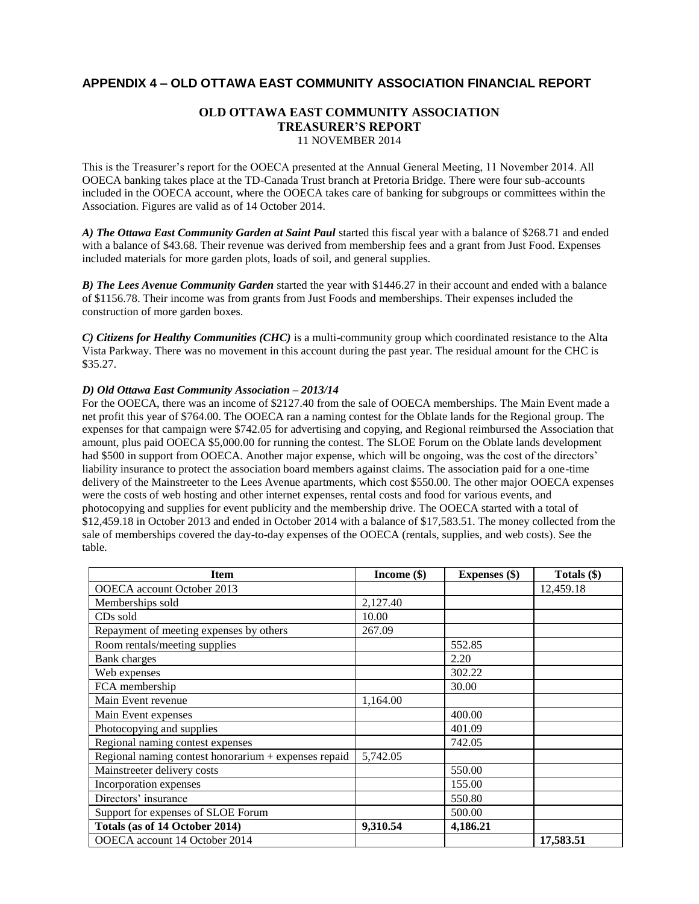## APPENDIX 4 – OLD OTTAWA EAST COMMUNITY ASSOCIATION FINANCIAL REPORT

### OLD OTTAWA EAST COMMUNITY ASSOCIATION
### TREASURER'S REPORT

11 NOVEMBER 2014

This is the Treasurer's report for the OOECA presented at the Annual General Meeting, 11 November 2014. All OOECA banking takes place at the TD-Canada Trust branch at Pretoria Bridge. There were four sub-accounts included in the OOECA account, where the OOECA takes care of banking for subgroups or committees within the Association. Figures are valid as of 14 October 2014.

***A) The Ottawa East Community Garden at Saint Paul*** started this fiscal year with a balance of $268.71 and ended with a balance of $43.68. Their revenue was derived from membership fees and a grant from Just Food. Expenses included materials for more garden plots, loads of soil, and general supplies.

***B) The Lees Avenue Community Garden*** started the year with $1446.27 in their account and ended with a balance of $1156.78. Their income was from grants from Just Foods and memberships. Their expenses included the construction of more garden boxes.

***C) Citizens for Healthy Communities (CHC)*** is a multi-community group which coordinated resistance to the Alta Vista Parkway. There was no movement in this account during the past year. The residual amount for the CHC is $35.27.

***D) Old Ottawa East Community Association – 2013/14***

For the OOECA, there was an income of $2127.40 from the sale of OOECA memberships. The Main Event made a net profit this year of $764.00. The OOECA ran a naming contest for the Oblate lands for the Regional group. The expenses for that campaign were $742.05 for advertising and copying, and Regional reimbursed the Association that amount, plus paid OOECA $5,000.00 for running the contest. The SLOE Forum on the Oblate lands development had $500 in support from OOECA. Another major expense, which will be ongoing, was the cost of the directors' liability insurance to protect the association board members against claims. The association paid for a one-time delivery of the Mainstreeter to the Lees Avenue apartments, which cost $550.00. The other major OOECA expenses were the costs of web hosting and other internet expenses, rental costs and food for various events, and photocopying and supplies for event publicity and the membership drive. The OOECA started with a total of $12,459.18 in October 2013 and ended in October 2014 with a balance of $17,583.51. The money collected from the sale of memberships covered the day-to-day expenses of the OOECA (rentals, supplies, and web costs). See the table.

| Item | Income ($) | Expenses ($) | Totals ($) |
|---|---|---|---|
| OOECA account October 2013 | | | 12,459.18 |
| Memberships sold | 2,127.40 | | |
| CDs sold | 10.00 | | |
| Repayment of meeting expenses by others | 267.09 | | |
| Room rentals/meeting supplies | | 552.85 | |
| Bank charges | | 2.20 | |
| Web expenses | | 302.22 | |
| FCA membership | | 30.00 | |
| Main Event revenue | 1,164.00 | | |
| Main Event expenses | | 400.00 | |
| Photocopying and supplies | | 401.09 | |
| Regional naming contest expenses | | 742.05 | |
| Regional naming contest honorarium + expenses repaid | 5,742.05 | | |
| Mainstreeter delivery costs | | 550.00 | |
| Incorporation expenses | | 155.00 | |
| Directors' insurance | | 550.80 | |
| Support for expenses of SLOE Forum | | 500.00 | |
| **Totals (as of 14 October 2014)** | **9,310.54** | **4,186.21** | |
| OOECA account 14 October 2014 | | | **17,583.51** |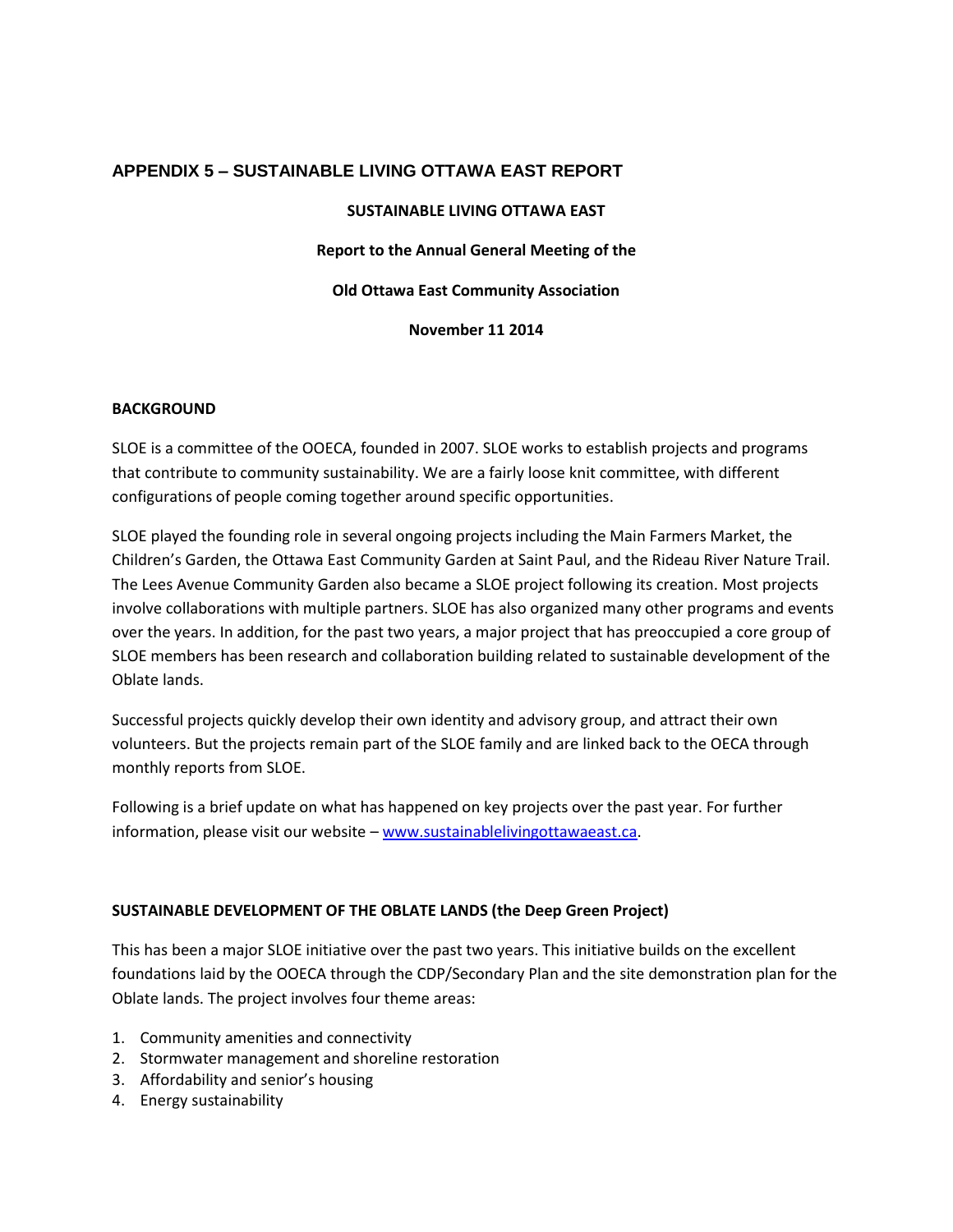## APPENDIX 5 – SUSTAINABLE LIVING OTTAWA EAST REPORT

**SUSTAINABLE LIVING OTTAWA EAST**

**Report to the Annual General Meeting of the**

**Old Ottawa East Community Association**

**November 11 2014**

### BACKGROUND

SLOE is a committee of the OOECA, founded in 2007. SLOE works to establish projects and programs that contribute to community sustainability. We are a fairly loose knit committee, with different configurations of people coming together around specific opportunities.

SLOE played the founding role in several ongoing projects including the Main Farmers Market, the Children's Garden, the Ottawa East Community Garden at Saint Paul, and the Rideau River Nature Trail. The Lees Avenue Community Garden also became a SLOE project following its creation. Most projects involve collaborations with multiple partners. SLOE has also organized many other programs and events over the years. In addition, for the past two years, a major project that has preoccupied a core group of SLOE members has been research and collaboration building related to sustainable development of the Oblate lands.

Successful projects quickly develop their own identity and advisory group, and attract their own volunteers. But the projects remain part of the SLOE family and are linked back to the OECA through monthly reports from SLOE.

Following is a brief update on what has happened on key projects over the past year. For further information, please visit our website – [www.sustainablelivingottawaeast.ca](http://www.sustainablelivingottawaeast.ca).

### SUSTAINABLE DEVELOPMENT OF THE OBLATE LANDS (the Deep Green Project)

This has been a major SLOE initiative over the past two years. This initiative builds on the excellent foundations laid by the OOECA through the CDP/Secondary Plan and the site demonstration plan for the Oblate lands. The project involves four theme areas:

1. Community amenities and connectivity
2. Stormwater management and shoreline restoration
3. Affordability and senior's housing
4. Energy sustainability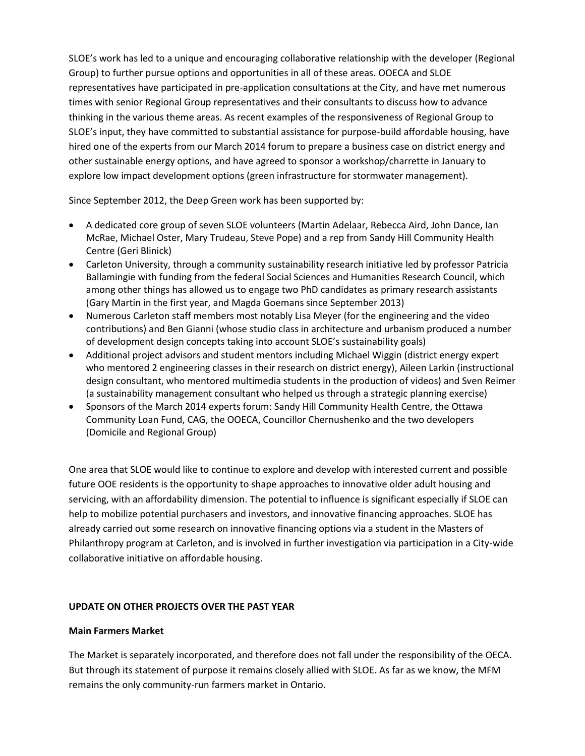SLOE's work has led to a unique and encouraging collaborative relationship with the developer (Regional Group) to further pursue options and opportunities in all of these areas. OOECA and SLOE representatives have participated in pre-application consultations at the City, and have met numerous times with senior Regional Group representatives and their consultants to discuss how to advance thinking in the various theme areas. As recent examples of the responsiveness of Regional Group to SLOE's input, they have committed to substantial assistance for purpose-build affordable housing, have hired one of the experts from our March 2014 forum to prepare a business case on district energy and other sustainable energy options, and have agreed to sponsor a workshop/charrette in January to explore low impact development options (green infrastructure for stormwater management).

Since September 2012, the Deep Green work has been supported by:

- A dedicated core group of seven SLOE volunteers (Martin Adelaar, Rebecca Aird, John Dance, Ian McRae, Michael Oster, Mary Trudeau, Steve Pope) and a rep from Sandy Hill Community Health Centre (Geri Blinick)
- Carleton University, through a community sustainability research initiative led by professor Patricia Ballamingie with funding from the federal Social Sciences and Humanities Research Council, which among other things has allowed us to engage two PhD candidates as primary research assistants (Gary Martin in the first year, and Magda Goemans since September 2013)
- Numerous Carleton staff members most notably Lisa Meyer (for the engineering and the video contributions) and Ben Gianni (whose studio class in architecture and urbanism produced a number of development design concepts taking into account SLOE's sustainability goals)
- Additional project advisors and student mentors including Michael Wiggin (district energy expert who mentored 2 engineering classes in their research on district energy), Aileen Larkin (instructional design consultant, who mentored multimedia students in the production of videos) and Sven Reimer (a sustainability management consultant who helped us through a strategic planning exercise)
- Sponsors of the March 2014 experts forum: Sandy Hill Community Health Centre, the Ottawa Community Loan Fund, CAG, the OOECA, Councillor Chernushenko and the two developers (Domicile and Regional Group)

One area that SLOE would like to continue to explore and develop with interested current and possible future OOE residents is the opportunity to shape approaches to innovative older adult housing and servicing, with an affordability dimension. The potential to influence is significant especially if SLOE can help to mobilize potential purchasers and investors, and innovative financing approaches. SLOE has already carried out some research on innovative financing options via a student in the Masters of Philanthropy program at Carleton, and is involved in further investigation via participation in a City-wide collaborative initiative on affordable housing.

## UPDATE ON OTHER PROJECTS OVER THE PAST YEAR

### Main Farmers Market

The Market is separately incorporated, and therefore does not fall under the responsibility of the OECA. But through its statement of purpose it remains closely allied with SLOE. As far as we know, the MFM remains the only community-run farmers market in Ontario.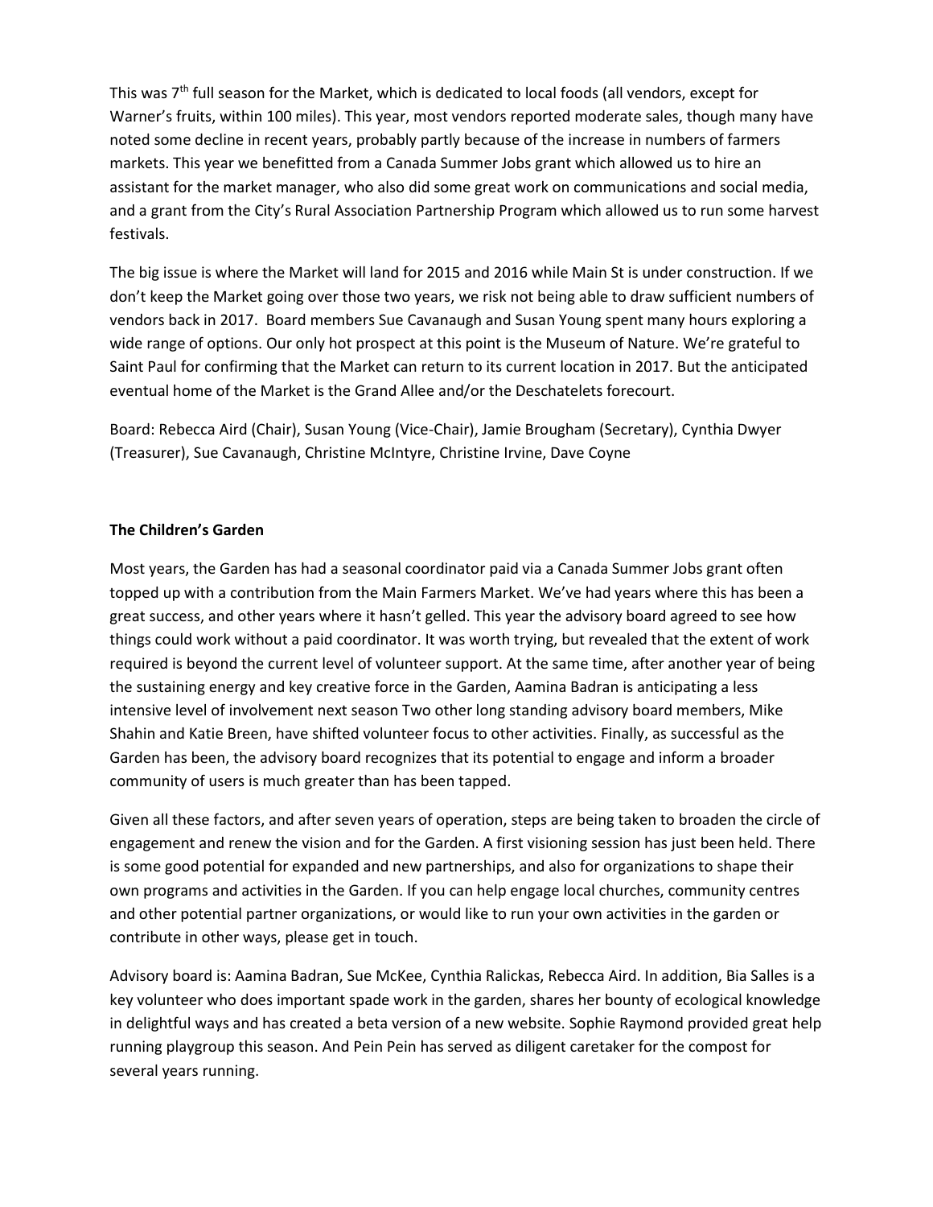This was 7[th] full season for the Market, which is dedicated to local foods (all vendors, except for Warner's fruits, within 100 miles). This year, most vendors reported moderate sales, though many have noted some decline in recent years, probably partly because of the increase in numbers of farmers markets. This year we benefitted from a Canada Summer Jobs grant which allowed us to hire an assistant for the market manager, who also did some great work on communications and social media, and a grant from the City's Rural Association Partnership Program which allowed us to run some harvest festivals.

The big issue is where the Market will land for 2015 and 2016 while Main St is under construction. If we don't keep the Market going over those two years, we risk not being able to draw sufficient numbers of vendors back in 2017. Board members Sue Cavanaugh and Susan Young spent many hours exploring a wide range of options. Our only hot prospect at this point is the Museum of Nature. We're grateful to Saint Paul for confirming that the Market can return to its current location in 2017. But the anticipated eventual home of the Market is the Grand Allee and/or the Deschatelets forecourt.

Board: Rebecca Aird (Chair), Susan Young (Vice-Chair), Jamie Brougham (Secretary), Cynthia Dwyer (Treasurer), Sue Cavanaugh, Christine McIntyre, Christine Irvine, Dave Coyne

**The Children's Garden**

Most years, the Garden has had a seasonal coordinator paid via a Canada Summer Jobs grant often topped up with a contribution from the Main Farmers Market. We've had years where this has been a great success, and other years where it hasn't gelled. This year the advisory board agreed to see how things could work without a paid coordinator. It was worth trying, but revealed that the extent of work required is beyond the current level of volunteer support. At the same time, after another year of being the sustaining energy and key creative force in the Garden, Aamina Badran is anticipating a less intensive level of involvement next season Two other long standing advisory board members, Mike Shahin and Katie Breen, have shifted volunteer focus to other activities. Finally, as successful as the Garden has been, the advisory board recognizes that its potential to engage and inform a broader community of users is much greater than has been tapped.

Given all these factors, and after seven years of operation, steps are being taken to broaden the circle of engagement and renew the vision and for the Garden. A first visioning session has just been held. There is some good potential for expanded and new partnerships, and also for organizations to shape their own programs and activities in the Garden. If you can help engage local churches, community centres and other potential partner organizations, or would like to run your own activities in the garden or contribute in other ways, please get in touch.

Advisory board is: Aamina Badran, Sue McKee, Cynthia Ralickas, Rebecca Aird. In addition, Bia Salles is a key volunteer who does important spade work in the garden, shares her bounty of ecological knowledge in delightful ways and has created a beta version of a new website. Sophie Raymond provided great help running playgroup this season. And Pein Pein has served as diligent caretaker for the compost for several years running.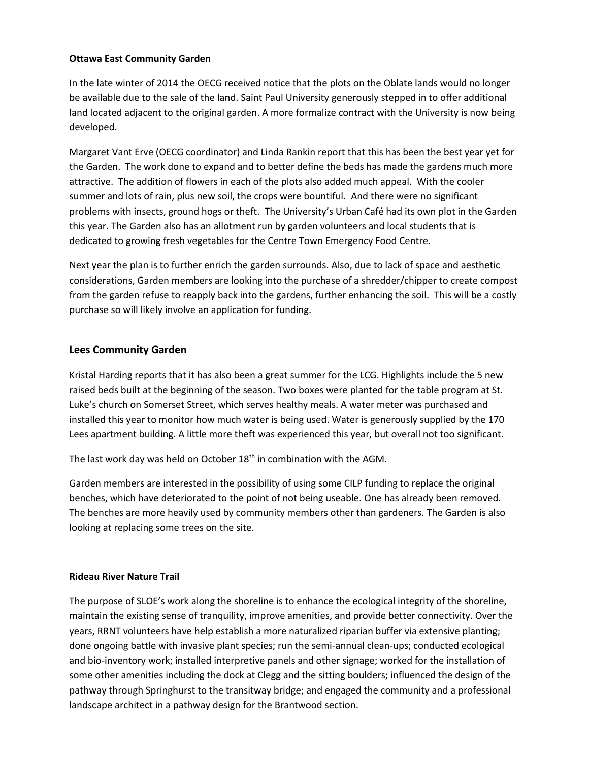**Ottawa East Community Garden**

In the late winter of 2014 the OECG received notice that the plots on the Oblate lands would no longer be available due to the sale of the land. Saint Paul University generously stepped in to offer additional land located adjacent to the original garden. A more formalize contract with the University is now being developed.

Margaret Vant Erve (OECG coordinator) and Linda Rankin report that this has been the best year yet for the Garden. The work done to expand and to better define the beds has made the gardens much more attractive. The addition of flowers in each of the plots also added much appeal. With the cooler summer and lots of rain, plus new soil, the crops were bountiful. And there were no significant problems with insects, ground hogs or theft. The University's Urban Café had its own plot in the Garden this year. The Garden also has an allotment run by garden volunteers and local students that is dedicated to growing fresh vegetables for the Centre Town Emergency Food Centre.

Next year the plan is to further enrich the garden surrounds. Also, due to lack of space and aesthetic considerations, Garden members are looking into the purchase of a shredder/chipper to create compost from the garden refuse to reapply back into the gardens, further enhancing the soil. This will be a costly purchase so will likely involve an application for funding.

## Lees Community Garden

Kristal Harding reports that it has also been a great summer for the LCG. Highlights include the 5 new raised beds built at the beginning of the season. Two boxes were planted for the table program at St. Luke's church on Somerset Street, which serves healthy meals. A water meter was purchased and installed this year to monitor how much water is being used. Water is generously supplied by the 170 Lees apartment building. A little more theft was experienced this year, but overall not too significant.

The last work day was held on October 18th in combination with the AGM.

Garden members are interested in the possibility of using some CILP funding to replace the original benches, which have deteriorated to the point of not being useable. One has already been removed. The benches are more heavily used by community members other than gardeners. The Garden is also looking at replacing some trees on the site.

**Rideau River Nature Trail**

The purpose of SLOE's work along the shoreline is to enhance the ecological integrity of the shoreline, maintain the existing sense of tranquility, improve amenities, and provide better connectivity. Over the years, RRNT volunteers have help establish a more naturalized riparian buffer via extensive planting; done ongoing battle with invasive plant species; run the semi-annual clean-ups; conducted ecological and bio-inventory work; installed interpretive panels and other signage; worked for the installation of some other amenities including the dock at Clegg and the sitting boulders; influenced the design of the pathway through Springhurst to the transitway bridge; and engaged the community and a professional landscape architect in a pathway design for the Brantwood section.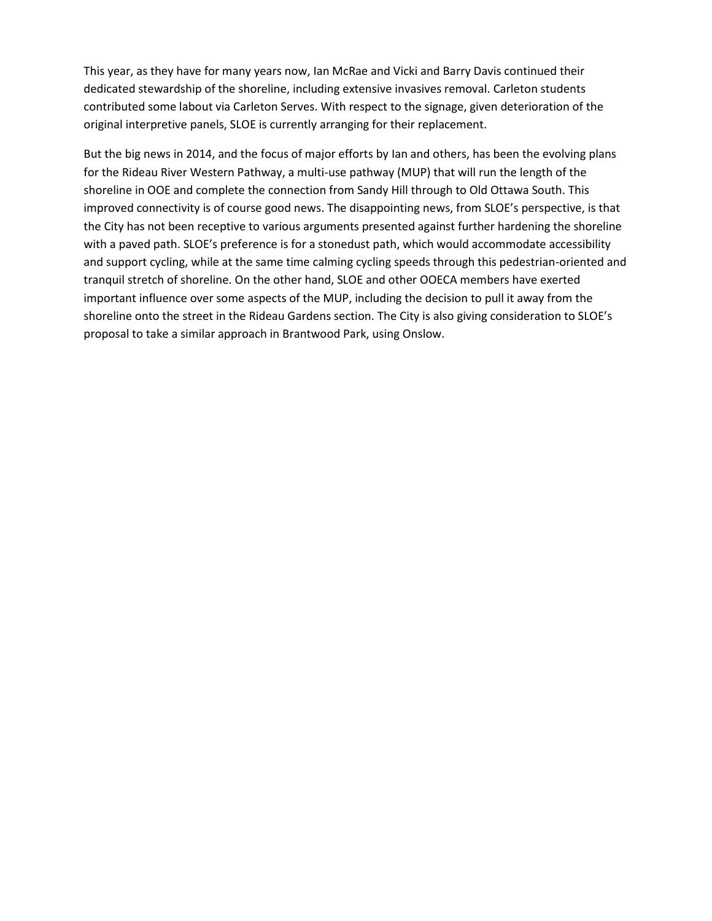This year, as they have for many years now, Ian McRae and Vicki and Barry Davis continued their dedicated stewardship of the shoreline, including extensive invasives removal. Carleton students contributed some labout via Carleton Serves. With respect to the signage, given deterioration of the original interpretive panels, SLOE is currently arranging for their replacement.

But the big news in 2014, and the focus of major efforts by Ian and others, has been the evolving plans for the Rideau River Western Pathway, a multi-use pathway (MUP) that will run the length of the shoreline in OOE and complete the connection from Sandy Hill through to Old Ottawa South. This improved connectivity is of course good news. The disappointing news, from SLOE's perspective, is that the City has not been receptive to various arguments presented against further hardening the shoreline with a paved path. SLOE's preference is for a stonedust path, which would accommodate accessibility and support cycling, while at the same time calming cycling speeds through this pedestrian-oriented and tranquil stretch of shoreline. On the other hand, SLOE and other OOECA members have exerted important influence over some aspects of the MUP, including the decision to pull it away from the shoreline onto the street in the Rideau Gardens section. The City is also giving consideration to SLOE's proposal to take a similar approach in Brantwood Park, using Onslow.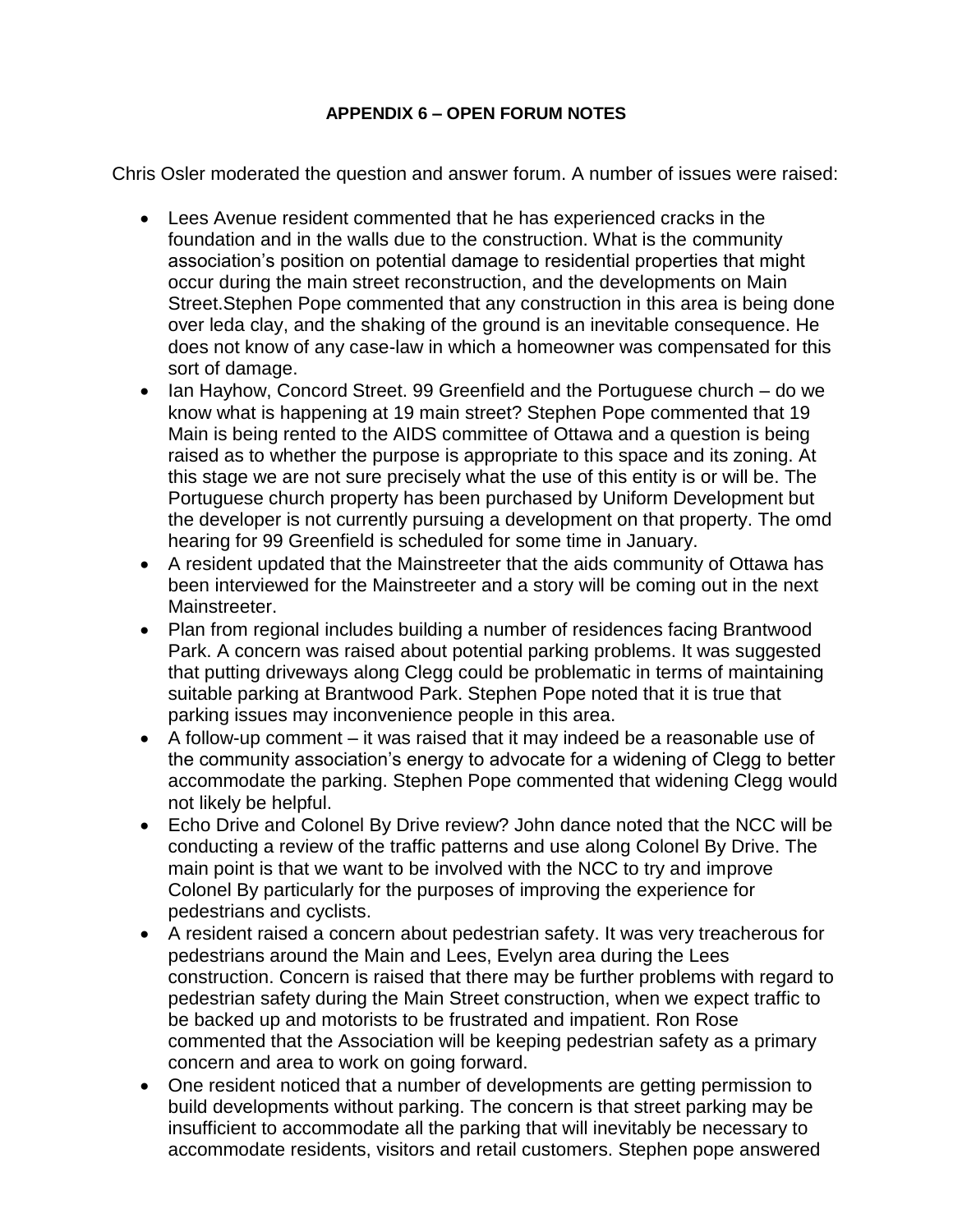**APPENDIX 6 – OPEN FORUM NOTES**

Chris Osler moderated the question and answer forum. A number of issues were raised:

- Lees Avenue resident commented that he has experienced cracks in the foundation and in the walls due to the construction. What is the community association's position on potential damage to residential properties that might occur during the main street reconstruction, and the developments on Main Street.Stephen Pope commented that any construction in this area is being done over leda clay, and the shaking of the ground is an inevitable consequence. He does not know of any case-law in which a homeowner was compensated for this sort of damage.
- Ian Hayhow, Concord Street. 99 Greenfield and the Portuguese church – do we know what is happening at 19 main street? Stephen Pope commented that 19 Main is being rented to the AIDS committee of Ottawa and a question is being raised as to whether the purpose is appropriate to this space and its zoning. At this stage we are not sure precisely what the use of this entity is or will be. The Portuguese church property has been purchased by Uniform Development but the developer is not currently pursuing a development on that property. The omd hearing for 99 Greenfield is scheduled for some time in January.
- A resident updated that the Mainstreeter that the aids community of Ottawa has been interviewed for the Mainstreeter and a story will be coming out in the next Mainstreeter.
- Plan from regional includes building a number of residences facing Brantwood Park. A concern was raised about potential parking problems. It was suggested that putting driveways along Clegg could be problematic in terms of maintaining suitable parking at Brantwood Park. Stephen Pope noted that it is true that parking issues may inconvenience people in this area.
- A follow-up comment – it was raised that it may indeed be a reasonable use of the community association's energy to advocate for a widening of Clegg to better accommodate the parking. Stephen Pope commented that widening Clegg would not likely be helpful.
- Echo Drive and Colonel By Drive review? John dance noted that the NCC will be conducting a review of the traffic patterns and use along Colonel By Drive. The main point is that we want to be involved with the NCC to try and improve Colonel By particularly for the purposes of improving the experience for pedestrians and cyclists.
- A resident raised a concern about pedestrian safety. It was very treacherous for pedestrians around the Main and Lees, Evelyn area during the Lees construction. Concern is raised that there may be further problems with regard to pedestrian safety during the Main Street construction, when we expect traffic to be backed up and motorists to be frustrated and impatient. Ron Rose commented that the Association will be keeping pedestrian safety as a primary concern and area to work on going forward.
- One resident noticed that a number of developments are getting permission to build developments without parking. The concern is that street parking may be insufficient to accommodate all the parking that will inevitably be necessary to accommodate residents, visitors and retail customers. Stephen pope answered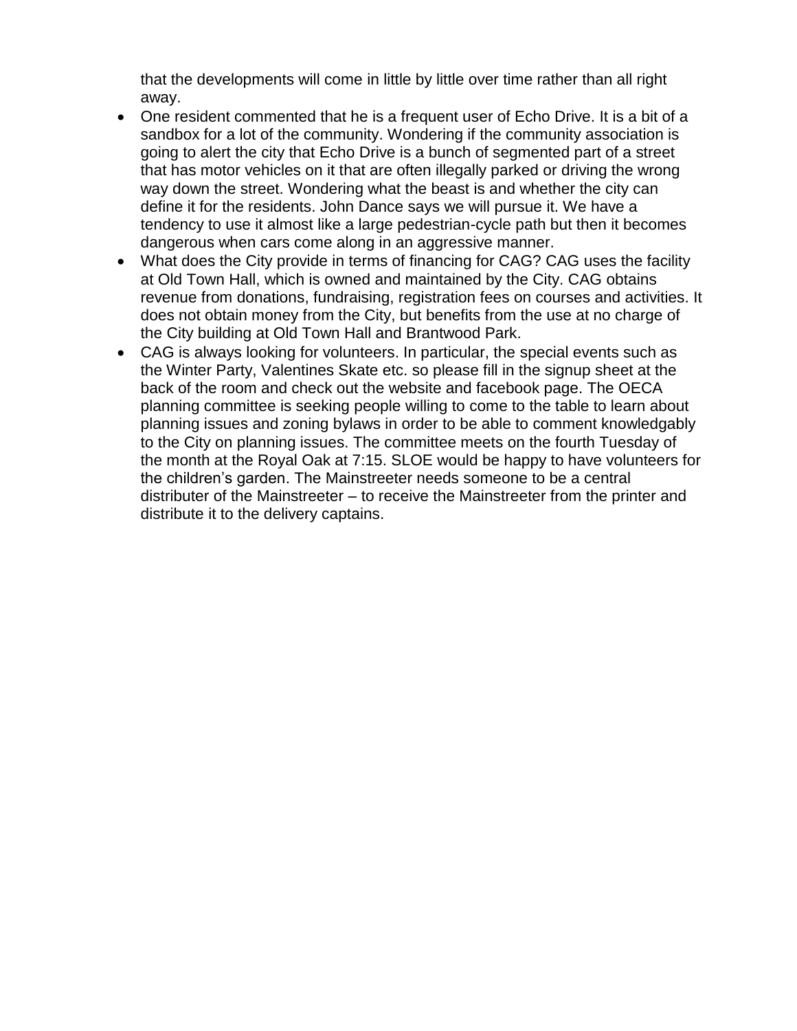that the developments will come in little by little over time rather than all right away.

- One resident commented that he is a frequent user of Echo Drive. It is a bit of a sandbox for a lot of the community. Wondering if the community association is going to alert the city that Echo Drive is a bunch of segmented part of a street that has motor vehicles on it that are often illegally parked or driving the wrong way down the street. Wondering what the beast is and whether the city can define it for the residents. John Dance says we will pursue it. We have a tendency to use it almost like a large pedestrian-cycle path but then it becomes dangerous when cars come along in an aggressive manner.
- What does the City provide in terms of financing for CAG? CAG uses the facility at Old Town Hall, which is owned and maintained by the City. CAG obtains revenue from donations, fundraising, registration fees on courses and activities. It does not obtain money from the City, but benefits from the use at no charge of the City building at Old Town Hall and Brantwood Park.
- CAG is always looking for volunteers. In particular, the special events such as the Winter Party, Valentines Skate etc. so please fill in the signup sheet at the back of the room and check out the website and facebook page. The OECA planning committee is seeking people willing to come to the table to learn about planning issues and zoning bylaws in order to be able to comment knowledgably to the City on planning issues. The committee meets on the fourth Tuesday of the month at the Royal Oak at 7:15. SLOE would be happy to have volunteers for the children's garden. The Mainstreeter needs someone to be a central distributer of the Mainstreeter – to receive the Mainstreeter from the printer and distribute it to the delivery captains.